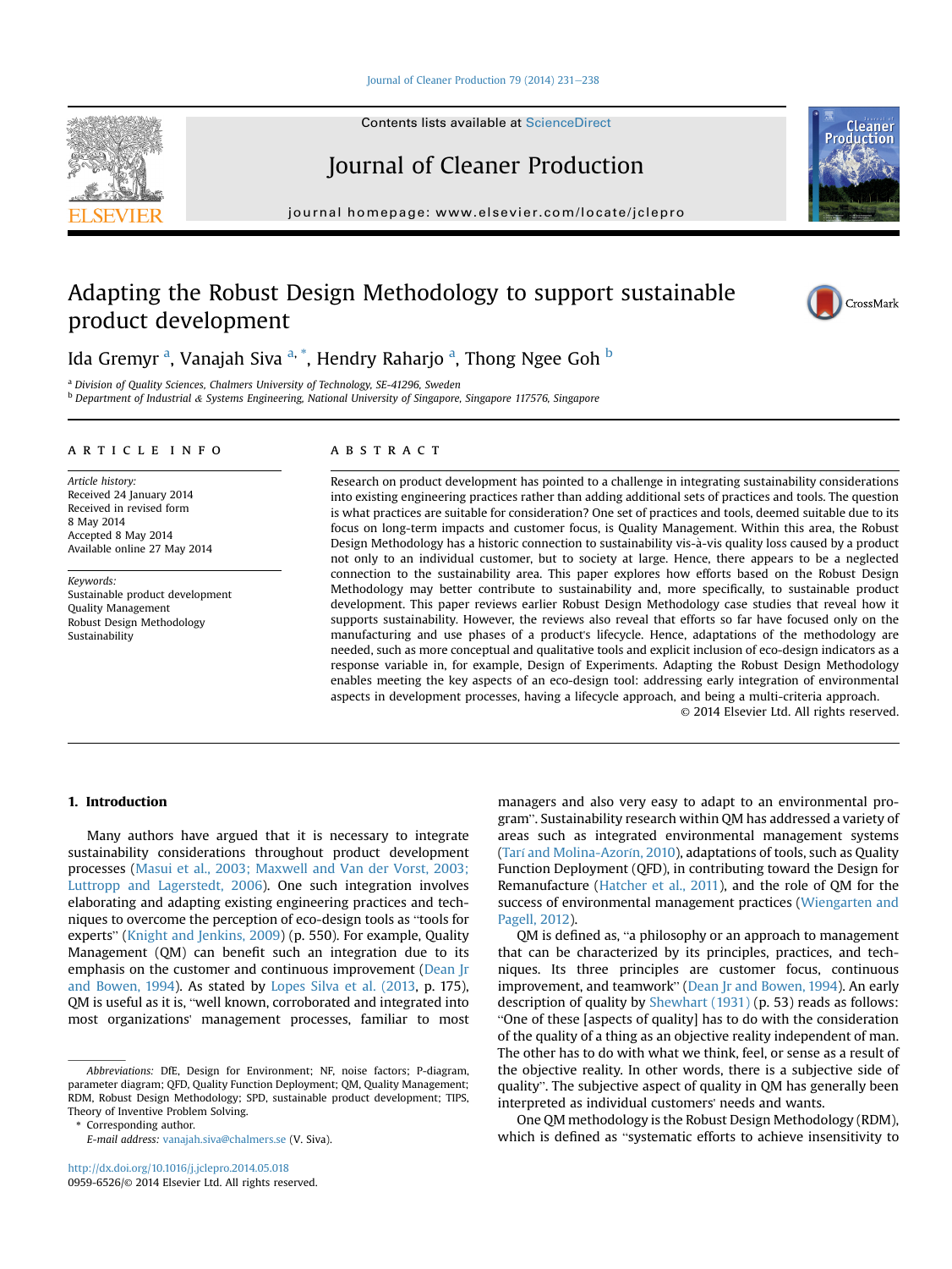# Adapting the Robust Design Methodology to support sustainable product development

Ida Gremyr [a], Vanajah Siva [a,*], Hendry Raharjo [a], Thong Ngee Goh [b]

[a] Division of Quality Sciences, Chalmers University of Technology, SE-41296, Sweden
[b] Department of Industrial & Systems Engineering, National University of Singapore, Singapore 117576, Singapore

## ARTICLE INFO

*Article history:*
Received 24 January 2014
Received in revised form
8 May 2014
Accepted 8 May 2014
Available online 27 May 2014

*Keywords:*
Sustainable product development
Quality Management
Robust Design Methodology
Sustainability

## ABSTRACT

Research on product development has pointed to a challenge in integrating sustainability considerations into existing engineering practices rather than adding additional sets of practices and tools. The question is what practices are suitable for consideration? One set of practices and tools, deemed suitable due to its focus on long-term impacts and customer focus, is Quality Management. Within this area, the Robust Design Methodology has a historic connection to sustainability vis-à-vis quality loss caused by a product not only to an individual customer, but to society at large. Hence, there appears to be a neglected connection to the sustainability area. This paper explores how efforts based on the Robust Design Methodology may better contribute to sustainability and, more specifically, to sustainable product development. This paper reviews earlier Robust Design Methodology case studies that reveal how it supports sustainability. However, the reviews also reveal that efforts so far have focused only on the manufacturing and use phases of a product's lifecycle. Hence, adaptations of the methodology are needed, such as more conceptual and qualitative tools and explicit inclusion of eco-design indicators as a response variable in, for example, Design of Experiments. Adapting the Robust Design Methodology enables meeting the key aspects of an eco-design tool: addressing early integration of environmental aspects in development processes, having a lifecycle approach, and being a multi-criteria approach.

© 2014 Elsevier Ltd. All rights reserved.

## 1. Introduction

Many authors have argued that it is necessary to integrate sustainability considerations throughout product development processes (Masui et al., 2003; Maxwell and Van der Vorst, 2003; Luttropp and Lagerstedt, 2006). One such integration involves elaborating and adapting existing engineering practices and techniques to overcome the perception of eco-design tools as "tools for experts" (Knight and Jenkins, 2009) (p. 550). For example, Quality Management (QM) can benefit such an integration due to its emphasis on the customer and continuous improvement (Dean Jr and Bowen, 1994). As stated by Lopes Silva et al. (2013, p. 175), QM is useful as it is, "well known, corroborated and integrated into most organizations' management processes, familiar to most managers and also very easy to adapt to an environmental program". Sustainability research within QM has addressed a variety of areas such as integrated environmental management systems (Tarí and Molina-Azorín, 2010), adaptations of tools, such as Quality Function Deployment (QFD), in contributing toward the Design for Remanufacture (Hatcher et al., 2011), and the role of QM for the success of environmental management practices (Wiengarten and Pagell, 2012).

QM is defined as, "a philosophy or an approach to management that can be characterized by its principles, practices, and techniques. Its three principles are customer focus, continuous improvement, and teamwork" (Dean Jr and Bowen, 1994). An early description of quality by Shewhart (1931) (p. 53) reads as follows: "One of these [aspects of quality] has to do with the consideration of the quality of a thing as an objective reality independent of man. The other has to do with what we think, feel, or sense as a result of the objective reality. In other words, there is a subjective side of quality". The subjective aspect of quality in QM has generally been interpreted as individual customers' needs and wants.

One QM methodology is the Robust Design Methodology (RDM), which is defined as "systematic efforts to achieve insensitivity to

---

*Abbreviations:* DfE, Design for Environment; NF, noise factors; P-diagram, parameter diagram; QFD, Quality Function Deployment; QM, Quality Management; RDM, Robust Design Methodology; SPD, sustainable product development; TIPS, Theory of Inventive Problem Solving.

\* Corresponding author.
*E-mail address:* vanajah.siva@chalmers.se (V. Siva).

http://dx.doi.org/10.1016/j.jclepro.2014.05.018
0959-6526/© 2014 Elsevier Ltd. All rights reserved.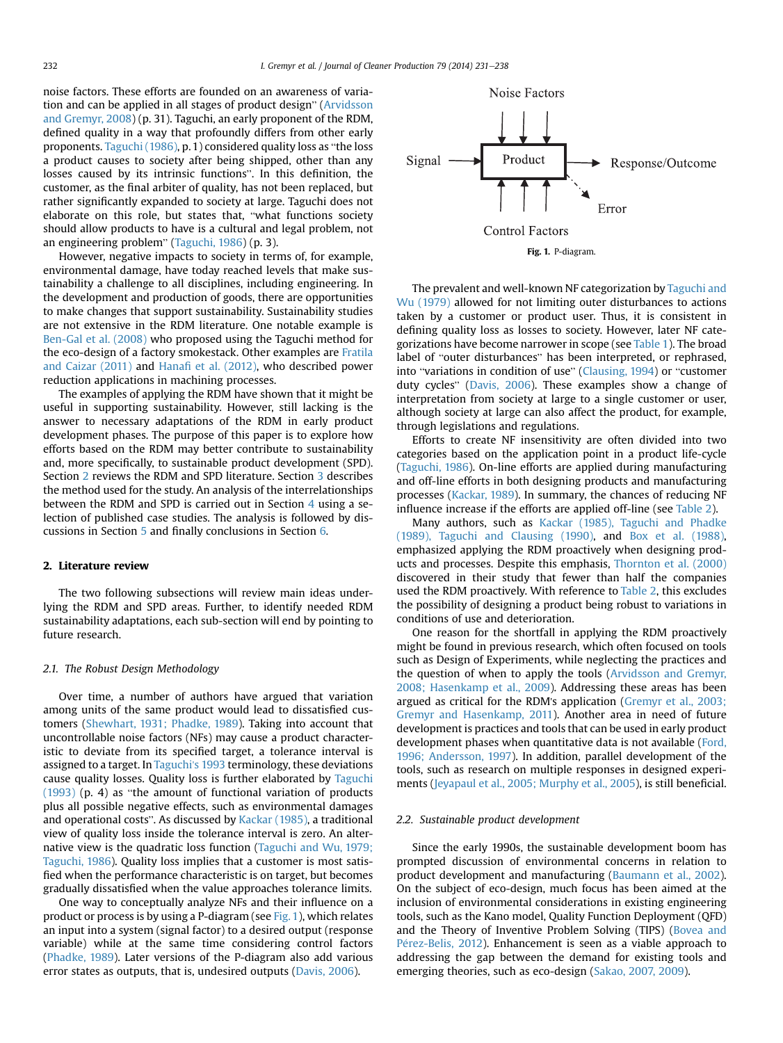noise factors. These efforts are founded on an awareness of variation and can be applied in all stages of product design" (Arvidsson and Gremyr, 2008) (p. 31). Taguchi, an early proponent of the RDM, defined quality in a way that profoundly differs from other early proponents. Taguchi (1986), p. 1) considered quality loss as "the loss a product causes to society after being shipped, other than any losses caused by its intrinsic functions". In this definition, the customer, as the final arbiter of quality, has not been replaced, but rather significantly expanded to society at large. Taguchi does not elaborate on this role, but states that, "what functions society should allow products to have is a cultural and legal problem, not an engineering problem" (Taguchi, 1986) (p. 3).

However, negative impacts to society in terms of, for example, environmental damage, have today reached levels that make sustainability a challenge to all disciplines, including engineering. In the development and production of goods, there are opportunities to make changes that support sustainability. Sustainability studies are not extensive in the RDM literature. One notable example is Ben-Gal et al. (2008) who proposed using the Taguchi method for the eco-design of a factory smokestack. Other examples are Fratila and Caizar (2011) and Hanafi et al. (2012), who described power reduction applications in machining processes.

The examples of applying the RDM have shown that it might be useful in supporting sustainability. However, still lacking is the answer to necessary adaptations of the RDM in early product development phases. The purpose of this paper is to explore how efforts based on the RDM may better contribute to sustainability and, more specifically, to sustainable product development (SPD). Section 2 reviews the RDM and SPD literature. Section 3 describes the method used for the study. An analysis of the interrelationships between the RDM and SPD is carried out in Section 4 using a selection of published case studies. The analysis is followed by discussions in Section 5 and finally conclusions in Section 6.

## 2. Literature review

The two following subsections will review main ideas underlying the RDM and SPD areas. Further, to identify needed RDM sustainability adaptations, each sub-section will end by pointing to future research.

### 2.1. The Robust Design Methodology

Over time, a number of authors have argued that variation among units of the same product would lead to dissatisfied customers (Shewhart, 1931; Phadke, 1989). Taking into account that uncontrollable noise factors (NFs) may cause a product characteristic to deviate from its specified target, a tolerance interval is assigned to a target. In Taguchi's 1993 terminology, these deviations cause quality losses. Quality loss is further elaborated by Taguchi (1993) (p. 4) as "the amount of functional variation of products plus all possible negative effects, such as environmental damages and operational costs". As discussed by Kackar (1985), a traditional view of quality loss inside the tolerance interval is zero. An alternative view is the quadratic loss function (Taguchi and Wu, 1979; Taguchi, 1986). Quality loss implies that a customer is most satisfied when the performance characteristic is on target, but becomes gradually dissatisfied when the value approaches tolerance limits.

One way to conceptually analyze NFs and their influence on a product or process is by using a P-diagram (see Fig. 1), which relates an input into a system (signal factor) to a desired output (response variable) while at the same time considering control factors (Phadke, 1989). Later versions of the P-diagram also add various error states as outputs, that is, undesired outputs (Davis, 2006).

Noise Factors

Signal → Product → Response/Outcome

Error

Control Factors

**Fig. 1.** P-diagram.

The prevalent and well-known NF categorization by Taguchi and Wu (1979) allowed for not limiting outer disturbances to actions taken by a customer or product user. Thus, it is consistent in defining quality loss as losses to society. However, later NF categorizations have become narrower in scope (see Table 1). The broad label of "outer disturbances" has been interpreted, or rephrased, into "variations in condition of use" (Clausing, 1994) or "customer duty cycles" (Davis, 2006). These examples show a change of interpretation from society at large to a single customer or user, although society at large can also affect the product, for example, through legislations and regulations.

Efforts to create NF insensitivity are often divided into two categories based on the application point in a product life-cycle (Taguchi, 1986). On-line efforts are applied during manufacturing and off-line efforts in both designing products and manufacturing processes (Kackar, 1989). In summary, the chances of reducing NF influence increase if the efforts are applied off-line (see Table 2).

Many authors, such as Kackar (1985), Taguchi and Phadke (1989), Taguchi and Clausing (1990), and Box et al. (1988), emphasized applying the RDM proactively when designing products and processes. Despite this emphasis, Thornton et al. (2000) discovered in their study that fewer than half the companies used the RDM proactively. With reference to Table 2, this excludes the possibility of designing a product being robust to variations in conditions of use and deterioration.

One reason for the shortfall in applying the RDM proactively might be found in previous research, which often focused on tools such as Design of Experiments, while neglecting the practices and the question of when to apply the tools (Arvidsson and Gremyr, 2008; Hasenkamp et al., 2009). Addressing these areas has been argued as critical for the RDM's application (Gremyr et al., 2003; Gremyr and Hasenkamp, 2011). Another area in need of future development is practices and tools that can be used in early product development phases when quantitative data is not available (Ford, 1996; Andersson, 1997). In addition, parallel development of the tools, such as research on multiple responses in designed experiments (Jeyapaul et al., 2005; Murphy et al., 2005), is still beneficial.

### 2.2. Sustainable product development

Since the early 1990s, the sustainable development boom has prompted discussion of environmental concerns in relation to product development and manufacturing (Baumann et al., 2002). On the subject of eco-design, much focus has been aimed at the inclusion of environmental considerations in existing engineering tools, such as the Kano model, Quality Function Deployment (QFD) and the Theory of Inventive Problem Solving (TIPS) (Bovea and Pérez-Belis, 2012). Enhancement is seen as a viable approach to addressing the gap between the demand for existing tools and emerging theories, such as eco-design (Sakao, 2007, 2009).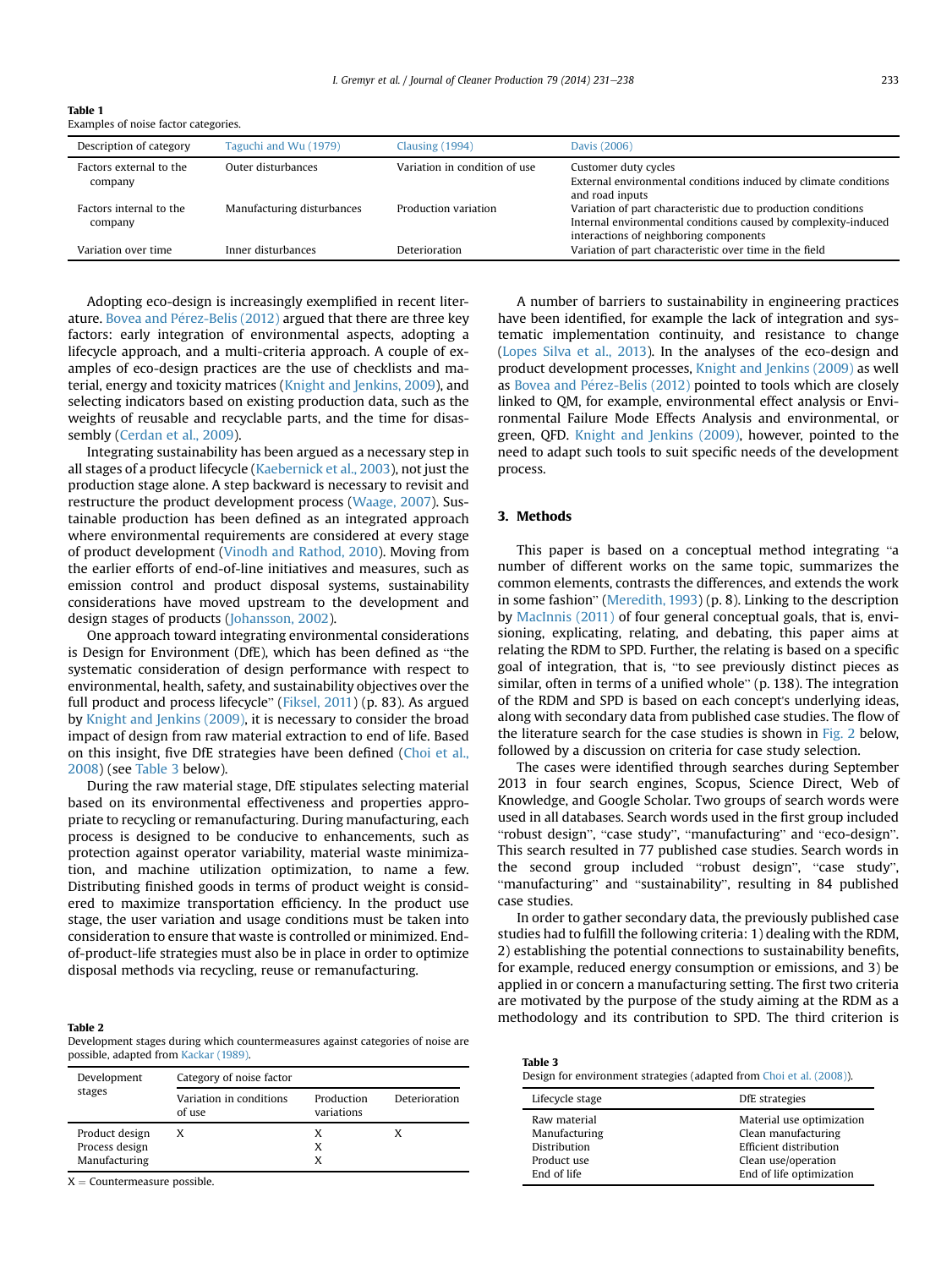**Table 1**
Examples of noise factor categories.

| Description of category | Taguchi and Wu (1979) | Clausing (1994) | Davis (2006) |
|---|---|---|---|
| Factors external to the company | Outer disturbances | Variation in condition of use | Customer duty cycles<br>External environmental conditions induced by climate conditions and road inputs |
| Factors internal to the company | Manufacturing disturbances | Production variation | Variation of part characteristic due to production conditions<br>Internal environmental conditions caused by complexity-induced interactions of neighboring components |
| Variation over time | Inner disturbances | Deterioration | Variation of part characteristic over time in the field |

Adopting eco-design is increasingly exemplified in recent literature. Bovea and Pérez-Belis (2012) argued that there are three key factors: early integration of environmental aspects, adopting a lifecycle approach, and a multi-criteria approach. A couple of examples of eco-design practices are the use of checklists and material, energy and toxicity matrices (Knight and Jenkins, 2009), and selecting indicators based on existing production data, such as the weights of reusable and recyclable parts, and the time for disassembly (Cerdan et al., 2009).

Integrating sustainability has been argued as a necessary step in all stages of a product lifecycle (Kaebernick et al., 2003), not just the production stage alone. A step backward is necessary to revisit and restructure the product development process (Waage, 2007). Sustainable production has been defined as an integrated approach where environmental requirements are considered at every stage of product development (Vinodh and Rathod, 2010). Moving from the earlier efforts of end-of-line initiatives and measures, such as emission control and product disposal systems, sustainability considerations have moved upstream to the development and design stages of products (Johansson, 2002).

One approach toward integrating environmental considerations is Design for Environment (DfE), which has been defined as "the systematic consideration of design performance with respect to environmental, health, safety, and sustainability objectives over the full product and process lifecycle" (Fiksel, 2011) (p. 83). As argued by Knight and Jenkins (2009), it is necessary to consider the broad impact of design from raw material extraction to end of life. Based on this insight, five DfE strategies have been defined (Choi et al., 2008) (see Table 3 below).

During the raw material stage, DfE stipulates selecting material based on its environmental effectiveness and properties appropriate to recycling or remanufacturing. During manufacturing, each process is designed to be conducive to enhancements, such as protection against operator variability, material waste minimization, and machine utilization optimization, to name a few. Distributing finished goods in terms of product weight is considered to maximize transportation efficiency. In the product use stage, the user variation and usage conditions must be taken into consideration to ensure that waste is controlled or minimized. End-of-product-life strategies must also be in place in order to optimize disposal methods via recycling, reuse or remanufacturing.

**Table 2**
Development stages during which countermeasures against categories of noise are possible, adapted from Kackar (1989).

| Development stages | Category of noise factor | | |
|---|---|---|---|
| | Variation in conditions of use | Production variations | Deterioration |
| Product design | X | X | X |
| Process design | | X | |
| Manufacturing | | X | |

X = Countermeasure possible.

A number of barriers to sustainability in engineering practices have been identified, for example the lack of integration and systematic implementation continuity, and resistance to change (Lopes Silva et al., 2013). In the analyses of the eco-design and product development processes, Knight and Jenkins (2009) as well as Bovea and Pérez-Belis (2012) pointed to tools which are closely linked to QM, for example, environmental effect analysis or Environmental Failure Mode Effects Analysis and environmental, or green, QFD. Knight and Jenkins (2009), however, pointed to the need to adapt such tools to suit specific needs of the development process.

## 3. Methods

This paper is based on a conceptual method integrating "a number of different works on the same topic, summarizes the common elements, contrasts the differences, and extends the work in some fashion" (Meredith, 1993) (p. 8). Linking to the description by MacInnis (2011) of four general conceptual goals, that is, envisioning, explicating, relating, and debating, this paper aims at relating the RDM to SPD. Further, the relating is based on a specific goal of integration, that is, "to see previously distinct pieces as similar, often in terms of a unified whole" (p. 138). The integration of the RDM and SPD is based on each concept's underlying ideas, along with secondary data from published case studies. The flow of the literature search for the case studies is shown in Fig. 2 below, followed by a discussion on criteria for case study selection.

The cases were identified through searches during September 2013 in four search engines, Scopus, Science Direct, Web of Knowledge, and Google Scholar. Two groups of search words were used in all databases. Search words used in the first group included "robust design", "case study", "manufacturing" and "eco-design". This search resulted in 77 published case studies. Search words in the second group included "robust design", "case study", "manufacturing" and "sustainability", resulting in 84 published case studies.

In order to gather secondary data, the previously published case studies had to fulfill the following criteria: 1) dealing with the RDM, 2) establishing the potential connections to sustainability benefits, for example, reduced energy consumption or emissions, and 3) be applied in or concern a manufacturing setting. The first two criteria are motivated by the purpose of the study aiming at the RDM as a methodology and its contribution to SPD. The third criterion is

**Table 3**
Design for environment strategies (adapted from Choi et al. (2008)).

| Lifecycle stage | DfE strategies |
|---|---|
| Raw material | Material use optimization |
| Manufacturing | Clean manufacturing |
| Distribution | Efficient distribution |
| Product use | Clean use/operation |
| End of life | End of life optimization |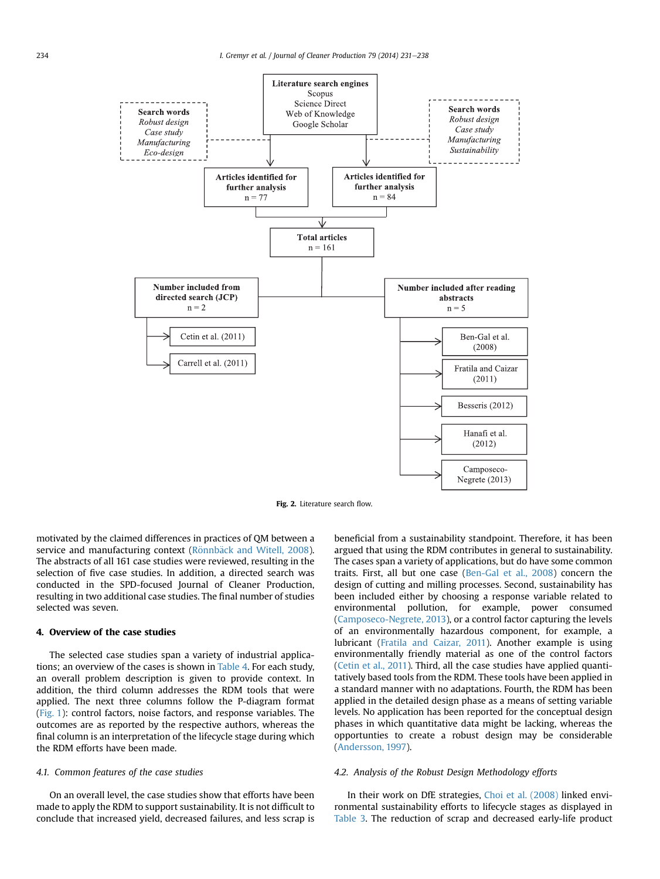**Literature search engines**
Scopus
Science Direct
Web of Knowledge
Google Scholar

**Search words**
*Robust design*
*Case study*
*Manufacturing*
*Eco-design*

**Search words**
*Robust design*
*Case study*
*Manufacturing*
*Sustainability*

**Articles identified for further analysis**
n = 77

**Articles identified for further analysis**
n = 84

**Total articles**
n = 161

**Number included from directed search (JCP)**
n = 2

- Cetin et al. (2011)
- Carrell et al. (2011)

**Number included after reading abstracts**
n = 5

- Ben-Gal et al. (2008)
- Fratila and Caizar (2011)
- Besseris (2012)
- Hanafi et al. (2012)
- Camposeco-Negrete (2013)

**Fig. 2.** Literature search flow.

motivated by the claimed differences in practices of QM between a service and manufacturing context (Rönnbäck and Witell, 2008). The abstracts of all 161 case studies were reviewed, resulting in the selection of five case studies. In addition, a directed search was conducted in the SPD-focused Journal of Cleaner Production, resulting in two additional case studies. The final number of studies selected was seven.

## 4. Overview of the case studies

The selected case studies span a variety of industrial applications; an overview of the cases is shown in Table 4. For each study, an overall problem description is given to provide context. In addition, the third column addresses the RDM tools that were applied. The next three columns follow the P-diagram format (Fig. 1): control factors, noise factors, and response variables. The outcomes are as reported by the respective authors, whereas the final column is an interpretation of the lifecycle stage during which the RDM efforts have been made.

### 4.1. Common features of the case studies

On an overall level, the case studies show that efforts have been made to apply the RDM to support sustainability. It is not difficult to conclude that increased yield, decreased failures, and less scrap is beneficial from a sustainability standpoint. Therefore, it has been argued that using the RDM contributes in general to sustainability. The cases span a variety of applications, but do have some common traits. First, all but one case (Ben-Gal et al., 2008) concern the design of cutting and milling processes. Second, sustainability has been included either by choosing a response variable related to environmental pollution, for example, power consumed (Camposeco-Negrete, 2013), or a control factor capturing the levels of an environmentally hazardous component, for example, a lubricant (Fratila and Caizar, 2011). Another example is using environmentally friendly material as one of the control factors (Cetin et al., 2011). Third, all the case studies have applied quantitatively based tools from the RDM. These tools have been applied in a standard manner with no adaptations. Fourth, the RDM has been applied in the detailed design phase as a means of setting variable levels. No application has been reported for the conceptual design phases in which quantitative data might be lacking, whereas the opportunities to create a robust design may be considerable (Andersson, 1997).

### 4.2. Analysis of the Robust Design Methodology efforts

In their work on DfE strategies, Choi et al. (2008) linked environmental sustainability efforts to lifecycle stages as displayed in Table 3. The reduction of scrap and decreased early-life product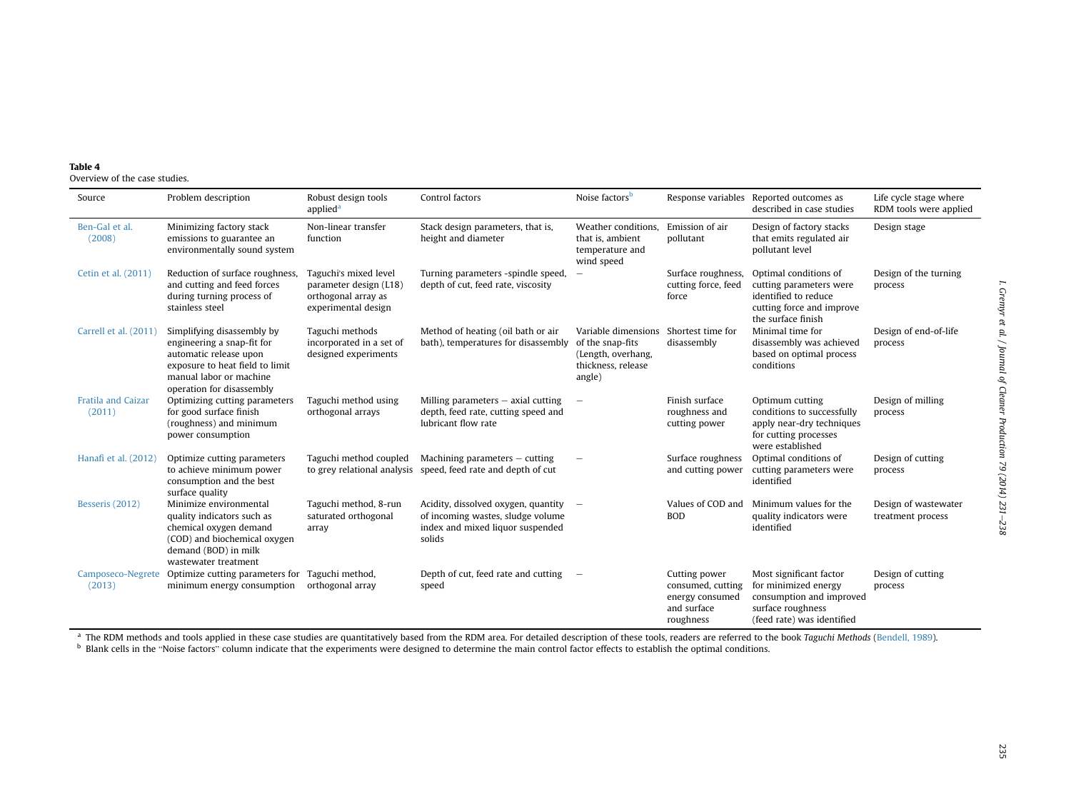**Table 4**
Overview of the case studies.

| Source | Problem description | Robust design tools applied[a] | Control factors | Noise factors[b] | Response variables | Reported outcomes as described in case studies | Life cycle stage where RDM tools were applied |
|---|---|---|---|---|---|---|---|
| Ben-Gal et al. (2008) | Minimizing factory stack emissions to guarantee an environmentally sound system | Non-linear transfer function | Stack design parameters, that is, height and diameter | Weather conditions, that is, ambient temperature and wind speed | Emission of air pollutant | Design of factory stacks that emits regulated air pollutant level | Design stage |
| Cetin et al. (2011) | Reduction of surface roughness, and cutting and feed forces during turning process of stainless steel | Taguchi's mixed level parameter design (L18) orthogonal array as experimental design | Turning parameters -spindle speed, depth of cut, feed rate, viscosity | – | Surface roughness, cutting force, feed force | Optimal conditions of cutting parameters were identified to reduce cutting force and improve the surface finish | Design of the turning process |
| Carrell et al. (2011) | Simplifying disassembly by engineering a snap-fit for automatic release upon exposure to heat field to limit manual labor or machine operation for disassembly | Taguchi methods incorporated in a set of designed experiments | Method of heating (oil bath or air bath), temperatures for disassembly | Variable dimensions of the snap-fits (Length, overhang, thickness, release angle) | Shortest time for disassembly | Minimal time for disassembly was achieved based on optimal process conditions | Design of end-of-life process |
| Fratila and Caizar (2011) | Optimizing cutting parameters for good surface finish (roughness) and minimum power consumption | Taguchi method using orthogonal arrays | Milling parameters – axial cutting depth, feed rate, cutting speed and lubricant flow rate | – | Finish surface roughness and cutting power | Optimum cutting conditions to successfully apply near-dry techniques for cutting processes were established | Design of milling process |
| Hanafi et al. (2012) | Optimize cutting parameters to achieve minimum power consumption and the best surface quality | Taguchi method coupled to grey relational analysis | Machining parameters – cutting speed, feed rate and depth of cut | – | Surface roughness and cutting power | Optimal conditions of cutting parameters were identified | Design of cutting process |
| Besseris (2012) | Minimize environmental quality indicators such as chemical oxygen demand (COD) and biochemical oxygen demand (BOD) in milk wastewater treatment | Taguchi method, 8-run saturated orthogonal array | Acidity, dissolved oxygen, quantity of incoming wastes, sludge volume index and mixed liquor suspended solids | – | Values of COD and BOD | Minimum values for the quality indicators were identified | Design of wastewater treatment process |
| Camposeco-Negrete (2013) | Optimize cutting parameters for minimum energy consumption | Taguchi method, orthogonal array | Depth of cut, feed rate and cutting speed | – | Cutting power consumed, cutting energy consumed and surface roughness | Most significant factor for minimized energy consumption and improved surface roughness (feed rate) was identified | Design of cutting process |

[a] The RDM methods and tools applied in these case studies are quantitatively based from the RDM area. For detailed description of these tools, readers are referred to the book *Taguchi Methods* (Bendell, 1989).
[b] Blank cells in the "Noise factors" column indicate that the experiments were designed to determine the main control factor effects to establish the optimal conditions.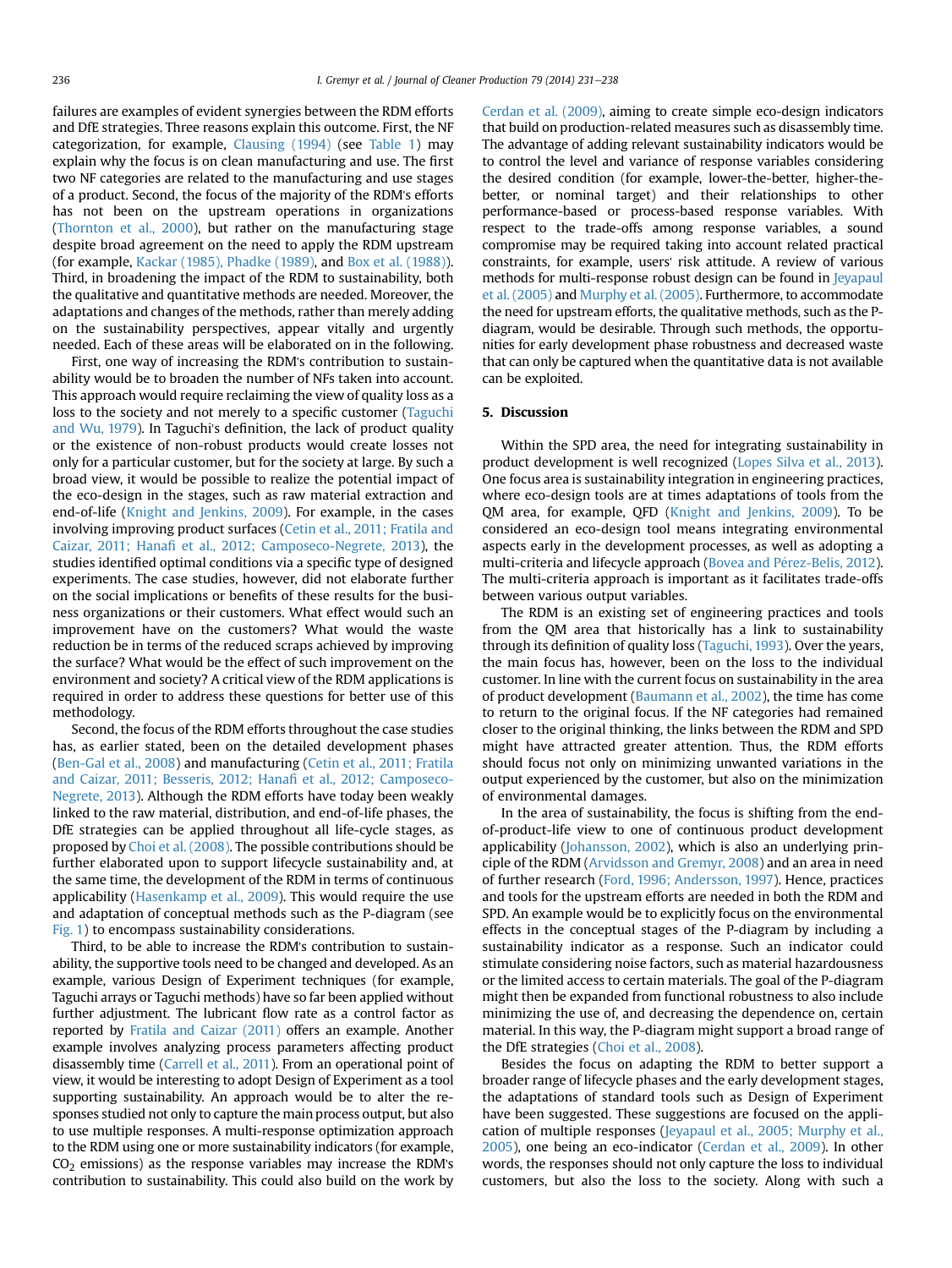failures are examples of evident synergies between the RDM efforts and DfE strategies. Three reasons explain this outcome. First, the NF categorization, for example, Clausing (1994) (see Table 1) may explain why the focus is on clean manufacturing and use. The first two NF categories are related to the manufacturing and use stages of a product. Second, the focus of the majority of the RDM's efforts has not been on the upstream operations in organizations (Thornton et al., 2000), but rather on the manufacturing stage despite broad agreement on the need to apply the RDM upstream (for example, Kackar (1985), Phadke (1989), and Box et al. (1988)). Third, in broadening the impact of the RDM to sustainability, both the qualitative and quantitative methods are needed. Moreover, the adaptations and changes of the methods, rather than merely adding on the sustainability perspectives, appear vitally and urgently needed. Each of these areas will be elaborated on in the following.

First, one way of increasing the RDM's contribution to sustainability would be to broaden the number of NFs taken into account. This approach would require reclaiming the view of quality loss as a loss to the society and not merely to a specific customer (Taguchi and Wu, 1979). In Taguchi's definition, the lack of product quality or the existence of non-robust products would create losses not only for a particular customer, but for the society at large. By such a broad view, it would be possible to realize the potential impact of the eco-design in the stages, such as raw material extraction and end-of-life (Knight and Jenkins, 2009). For example, in the cases involving improving product surfaces (Cetin et al., 2011; Fratila and Caizar, 2011; Hanafi et al., 2012; Camposeco-Negrete, 2013), the studies identified optimal conditions via a specific type of designed experiments. The case studies, however, did not elaborate further on the social implications or benefits of these results for the business organizations or their customers. What effect would such an improvement have on the customers? What would the waste reduction be in terms of the reduced scraps achieved by improving the surface? What would be the effect of such improvement on the environment and society? A critical view of the RDM applications is required in order to address these questions for better use of this methodology.

Second, the focus of the RDM efforts throughout the case studies has, as earlier stated, been on the detailed development phases (Ben-Gal et al., 2008) and manufacturing (Cetin et al., 2011; Fratila and Caizar, 2011; Besseris, 2012; Hanafi et al., 2012; Camposeco-Negrete, 2013). Although the RDM efforts have today been weakly linked to the raw material, distribution, and end-of-life phases, the DfE strategies can be applied throughout all life-cycle stages, as proposed by Choi et al. (2008). The possible contributions should be further elaborated upon to support lifecycle sustainability and, at the same time, the development of the RDM in terms of continuous applicability (Hasenkamp et al., 2009). This would require the use and adaptation of conceptual methods such as the P-diagram (see Fig. 1) to encompass sustainability considerations.

Third, to be able to increase the RDM's contribution to sustainability, the supportive tools need to be changed and developed. As an example, various Design of Experiment techniques (for example, Taguchi arrays or Taguchi methods) have so far been applied without further adjustment. The lubricant flow rate as a control factor as reported by Fratila and Caizar (2011) offers an example. Another example involves analyzing process parameters affecting product disassembly time (Carrell et al., 2011). From an operational point of view, it would be interesting to adopt Design of Experiment as a tool supporting sustainability. An approach would be to alter the responses studied not only to capture the main process output, but also to use multiple responses. A multi-response optimization approach to the RDM using one or more sustainability indicators (for example, $CO_2$ emissions) as the response variables may increase the RDM's contribution to sustainability. This could also build on the work by Cerdan et al. (2009), aiming to create simple eco-design indicators that build on production-related measures such as disassembly time. The advantage of adding relevant sustainability indicators would be to control the level and variance of response variables considering the desired condition (for example, lower-the-better, higher-the-better, or nominal target) and their relationships to other performance-based or process-based response variables. With respect to the trade-offs among response variables, a sound compromise may be required taking into account related practical constraints, for example, users' risk attitude. A review of various methods for multi-response robust design can be found in Jeyapaul et al. (2005) and Murphy et al. (2005). Furthermore, to accommodate the need for upstream efforts, the qualitative methods, such as the P-diagram, would be desirable. Through such methods, the opportunities for early development phase robustness and decreased waste that can only be captured when the quantitative data is not available can be exploited.

## 5. Discussion

Within the SPD area, the need for integrating sustainability in product development is well recognized (Lopes Silva et al., 2013). One focus area is sustainability integration in engineering practices, where eco-design tools are at times adaptations of tools from the QM area, for example, QFD (Knight and Jenkins, 2009). To be considered an eco-design tool means integrating environmental aspects early in the development processes, as well as adopting a multi-criteria and lifecycle approach (Bovea and Pérez-Belis, 2012). The multi-criteria approach is important as it facilitates trade-offs between various output variables.

The RDM is an existing set of engineering practices and tools from the QM area that historically has a link to sustainability through its definition of quality loss (Taguchi, 1993). Over the years, the main focus has, however, been on the loss to the individual customer. In line with the current focus on sustainability in the area of product development (Baumann et al., 2002), the time has come to return to the original focus. If the NF categories had remained closer to the original thinking, the links between the RDM and SPD might have attracted greater attention. Thus, the RDM efforts should focus not only on minimizing unwanted variations in the output experienced by the customer, but also on the minimization of environmental damages.

In the area of sustainability, the focus is shifting from the end-of-product-life view to one of continuous product development applicability (Johansson, 2002), which is also an underlying principle of the RDM (Arvidsson and Gremyr, 2008) and an area in need of further research (Ford, 1996; Andersson, 1997). Hence, practices and tools for the upstream efforts are needed in both the RDM and SPD. An example would be to explicitly focus on the environmental effects in the conceptual stages of the P-diagram by including a sustainability indicator as a response. Such an indicator could stimulate considering noise factors, such as material hazardousness or the limited access to certain materials. The goal of the P-diagram might then be expanded from functional robustness to also include minimizing the use of, and decreasing the dependence on, certain material. In this way, the P-diagram might support a broad range of the DfE strategies (Choi et al., 2008).

Besides the focus on adapting the RDM to better support a broader range of lifecycle phases and the early development stages, the adaptations of standard tools such as Design of Experiment have been suggested. These suggestions are focused on the application of multiple responses (Jeyapaul et al., 2005; Murphy et al., 2005), one being an eco-indicator (Cerdan et al., 2009). In other words, the responses should not only capture the loss to individual customers, but also the loss to the society. Along with such a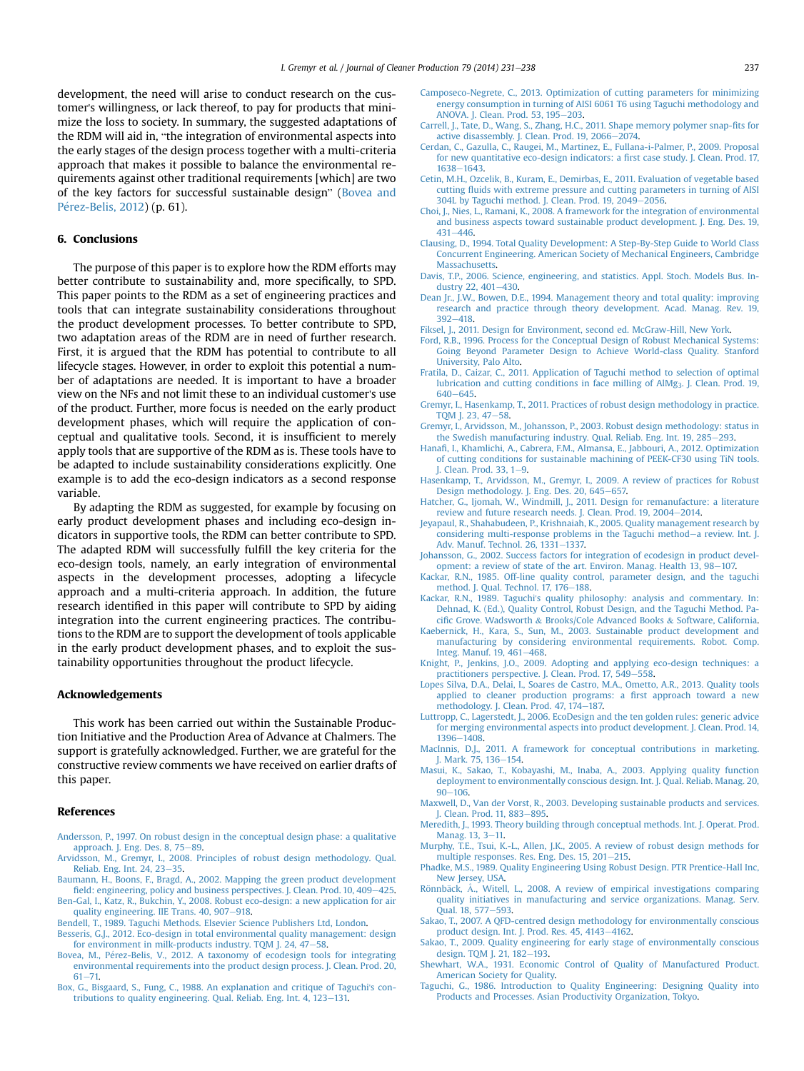development, the need will arise to conduct research on the customer's willingness, or lack thereof, to pay for products that minimize the loss to society. In summary, the suggested adaptations of the RDM will aid in, "the integration of environmental aspects into the early stages of the design process together with a multi-criteria approach that makes it possible to balance the environmental requirements against other traditional requirements [which] are two of the key factors for successful sustainable design" (Bovea and Pérez-Belis, 2012) (p. 61).

## 6. Conclusions

The purpose of this paper is to explore how the RDM efforts may better contribute to sustainability and, more specifically, to SPD. This paper points to the RDM as a set of engineering practices and tools that can integrate sustainability considerations throughout the product development processes. To better contribute to SPD, two adaptation areas of the RDM are in need of further research. First, it is argued that the RDM has potential to contribute to all lifecycle stages. However, in order to exploit this potential a number of adaptations are needed. It is important to have a broader view on the NFs and not limit these to an individual customer's use of the product. Further, more focus is needed on the early product development phases, which will require the application of conceptual and qualitative tools. Second, it is insufficient to merely apply tools that are supportive of the RDM as is. These tools have to be adapted to include sustainability considerations explicitly. One example is to add the eco-design indicators as a second response variable.

By adapting the RDM as suggested, for example by focusing on early product development phases and including eco-design indicators in supportive tools, the RDM can better contribute to SPD. The adapted RDM will successfully fulfill the key criteria for the eco-design tools, namely, an early integration of environmental aspects in the development processes, adopting a lifecycle approach and a multi-criteria approach. In addition, the future research identified in this paper will contribute to SPD by aiding integration into the current engineering practices. The contributions to the RDM are to support the development of tools applicable in the early product development phases, and to exploit the sustainability opportunities throughout the product lifecycle.

## Acknowledgements

This work has been carried out within the Sustainable Production Initiative and the Production Area of Advance at Chalmers. The support is gratefully acknowledged. Further, we are grateful for the constructive review comments we have received on earlier drafts of this paper.

## References

Andersson, P., 1997. On robust design in the conceptual design phase: a qualitative approach. J. Eng. Des. 8, 75–89.

Arvidsson, M., Gremyr, I., 2008. Principles of robust design methodology. Qual. Reliab. Eng. Int. 24, 23–35.

Baumann, H., Boons, F., Bragd, A., 2002. Mapping the green product development field: engineering, policy and business perspectives. J. Clean. Prod. 10, 409–425.

Ben-Gal, I., Katz, R., Bukchin, Y., 2008. Robust eco-design: a new application for air quality engineering. IIE Trans. 40, 907–918.

Bendell, T., 1989. Taguchi Methods. Elsevier Science Publishers Ltd, London.

Besseris, G.J., 2012. Eco-design in total environmental quality management: design for environment in milk-products industry. TQM J. 24, 47–58.

Bovea, M., Pérez-Belis, V., 2012. A taxonomy of ecodesign tools for integrating environmental requirements into the product design process. J. Clean. Prod. 20, 61–71.

Box, G., Bisgaard, S., Fung, C., 1988. An explanation and critique of Taguchi's contributions to quality engineering. Qual. Reliab. Eng. Int. 4, 123–131.

Camposeco-Negrete, C., 2013. Optimization of cutting parameters for minimizing energy consumption in turning of AISI 6061 T6 using Taguchi methodology and ANOVA. J. Clean. Prod. 53, 195–203.

Carrell, J., Tate, D., Wang, S., Zhang, H.C., 2011. Shape memory polymer snap-fits for active disassembly. J. Clean. Prod. 19, 2066–2074.

Cerdan, C., Gazulla, C., Raugei, M., Martinez, E., Fullana-i-Palmer, P., 2009. Proposal for new quantitative eco-design indicators: a first case study. J. Clean. Prod. 17, 1638–1643.

Cetin, M.H., Ozcelik, B., Kuram, E., Demirbas, E., 2011. Evaluation of vegetable based cutting fluids with extreme pressure and cutting parameters in turning of AISI 304L by Taguchi method. J. Clean. Prod. 19, 2049–2056.

Choi, J., Nies, L., Ramani, K., 2008. A framework for the integration of environmental and business aspects toward sustainable product development. J. Eng. Des. 19, 431–446.

Clausing, D., 1994. Total Quality Development: A Step-By-Step Guide to World Class Concurrent Engineering. American Society of Mechanical Engineers, Cambridge Massachusetts.

Davis, T.P., 2006. Science, engineering, and statistics. Appl. Stoch. Models Bus. Industry 22, 401–430.

Dean Jr., J.W., Bowen, D.E., 1994. Management theory and total quality: improving research and practice through theory development. Acad. Manag. Rev. 19, 392–418.

Fiksel, J., 2011. Design for Environment, second ed. McGraw-Hill, New York.

Ford, R.B., 1996. Process for the Conceptual Design of Robust Mechanical Systems: Going Beyond Parameter Design to Achieve World-class Quality. Stanford University, Palo Alto.

Fratila, D., Caizar, C., 2011. Application of Taguchi method to selection of optimal lubrication and cutting conditions in face milling of $AlMg_3$. J. Clean. Prod. 19, 640–645.

Gremyr, I., Hasenkamp, T., 2011. Practices of robust design methodology in practice. TQM J. 23, 47–58.

Gremyr, I., Arvidsson, M., Johansson, P., 2003. Robust design methodology: status in the Swedish manufacturing industry. Qual. Reliab. Eng. Int. 19, 285–293.

Hanafi, I., Khamlichi, A., Cabrera, F.M., Almansa, E., Jabbouri, A., 2012. Optimization of cutting conditions for sustainable machining of PEEK-CF30 using TiN tools. J. Clean. Prod. 33, 1–9.

Hasenkamp, T., Arvidsson, M., Gremyr, I., 2009. A review of practices for Robust Design methodology. J. Eng. Des. 20, 645–657.

Hatcher, G., Ijomah, W., Windmill, J., 2011. Design for remanufacture: a literature review and future research needs. J. Clean. Prod. 19, 2004–2014.

Jeyapaul, R., Shahabudeen, P., Krishnaiah, K., 2005. Quality management research by considering multi-response problems in the Taguchi method—a review. Int. J. Adv. Manuf. Technol. 26, 1331–1337.

Johansson, G., 2002. Success factors for integration of ecodesign in product development: a review of state of the art. Environ. Manag. Health 13, 98–107.

Kackar, R.N., 1985. Off-line quality control, parameter design, and the taguchi method. J. Qual. Technol. 17, 176–188.

Kackar, R.N., 1989. Taguchi's quality philosophy: analysis and commentary. In: Dehnad, K. (Ed.), Quality Control, Robust Design, and the Taguchi Method. Pacific Grove. Wadsworth & Brooks/Cole Advanced Books & Software, California.

Kaebernick, H., Kara, S., Sun, M., 2003. Sustainable product development and manufacturing by considering environmental requirements. Robot. Comp. Integ. Manuf. 19, 461–468.

Knight, P., Jenkins, J.O., 2009. Adopting and applying eco-design techniques: a practitioners perspective. J. Clean. Prod. 17, 549–558.

Lopes Silva, D.A., Delai, I., Soares de Castro, M.A., Ometto, A.R., 2013. Quality tools applied to cleaner production programs: a first approach toward a new methodology. J. Clean. Prod. 47, 174–187.

Luttropp, C., Lagerstedt, J., 2006. EcoDesign and the ten golden rules: generic advice for merging environmental aspects into product development. J. Clean. Prod. 14, 1396–1408.

MacInnis, D.J., 2011. A framework for conceptual contributions in marketing. J. Mark. 75, 136–154.

Masui, K., Sakao, T., Kobayashi, M., Inaba, A., 2003. Applying quality function deployment to environmentally conscious design. Int. J. Qual. Reliab. Manag. 20, 90–106.

Maxwell, D., Van der Vorst, R., 2003. Developing sustainable products and services. J. Clean. Prod. 11, 883–895.

Meredith, J., 1993. Theory building through conceptual methods. Int. J. Operat. Prod. Manag. 13, 3–11.

Murphy, T.E., Tsui, K.-L., Allen, J.K., 2005. A review of robust design methods for multiple responses. Res. Eng. Des. 15, 201–215.

Phadke, M.S., 1989. Quality Engineering Using Robust Design. PTR Prentice-Hall Inc, New Jersey, USA.

Rönnbäck, Å., Witell, L., 2008. A review of empirical investigations comparing quality initiatives in manufacturing and service organizations. Manag. Serv. Qual. 18, 577–593.

Sakao, T., 2007. A QFD-centred design methodology for environmentally conscious product design. Int. J. Prod. Res. 45, 4143–4162.

Sakao, T., 2009. Quality engineering for early stage of environmentally conscious design. TQM J. 21, 182–193.

Shewhart, W.A., 1931. Economic Control of Quality of Manufactured Product. American Society for Quality.

Taguchi, G., 1986. Introduction to Quality Engineering: Designing Quality into Products and Processes. Asian Productivity Organization, Tokyo.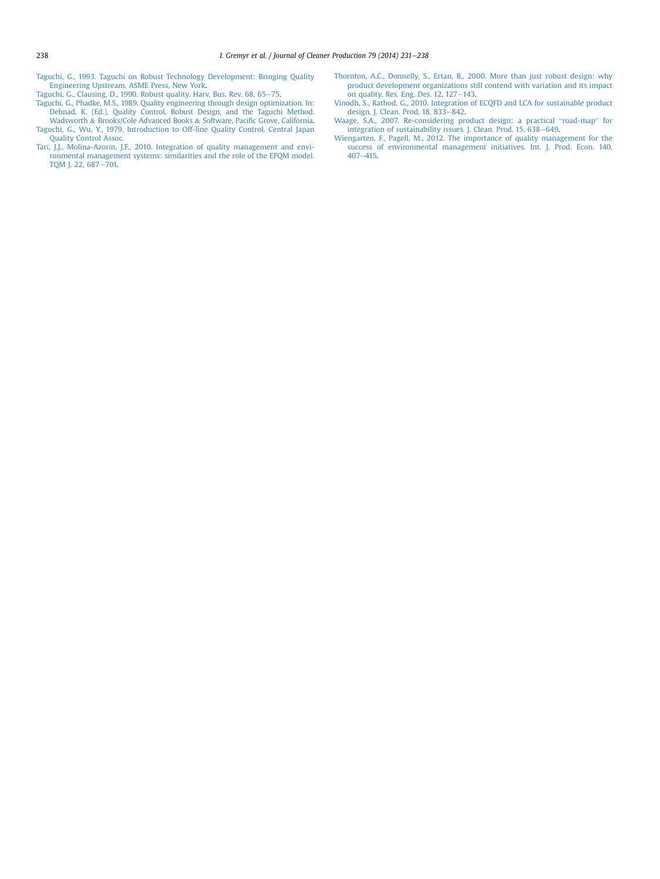Taguchi, G., 1993. Taguchi on Robust Technology Development: Bringing Quality Engineering Upstream. ASME Press, New York.

Taguchi, G., Clausing, D., 1990. Robust quality. Harv. Bus. Rev. 68, 65–75.

Taguchi, G., Phadke, M.S., 1989. Quality engineering through design optimization. In: Dehnad, K. (Ed.), Quality Control, Robust Design, and the Taguchi Method. Wadsworth & Brooks/Cole Advanced Books & Software, Pacific Grove, California.

Taguchi, G., Wu, Y., 1979. Introduction to Off-line Quality Control. Central Japan Quality Control Assoc.

Tarí, J.J., Molina-Azorín, J.F., 2010. Integration of quality management and environmental management systems: similarities and the role of the EFQM model. TQM J. 22, 687–701.

Thornton, A.C., Donnelly, S., Ertan, B., 2000. More than just robust design: why product development organizations still contend with variation and its impact on quality. Res. Eng. Des. 12, 127–143.

Vinodh, S., Rathod, G., 2010. Integration of ECQFD and LCA for sustainable product design. J. Clean. Prod. 18, 833–842.

Waage, S.A., 2007. Re-considering product design: a practical "road-map" for integration of sustainability issues. J. Clean. Prod. 15, 638–649.

Wiengarten, F., Pagell, M., 2012. The importance of quality management for the success of environmental management initiatives. Int. J. Prod. Econ. 140, 407–415.